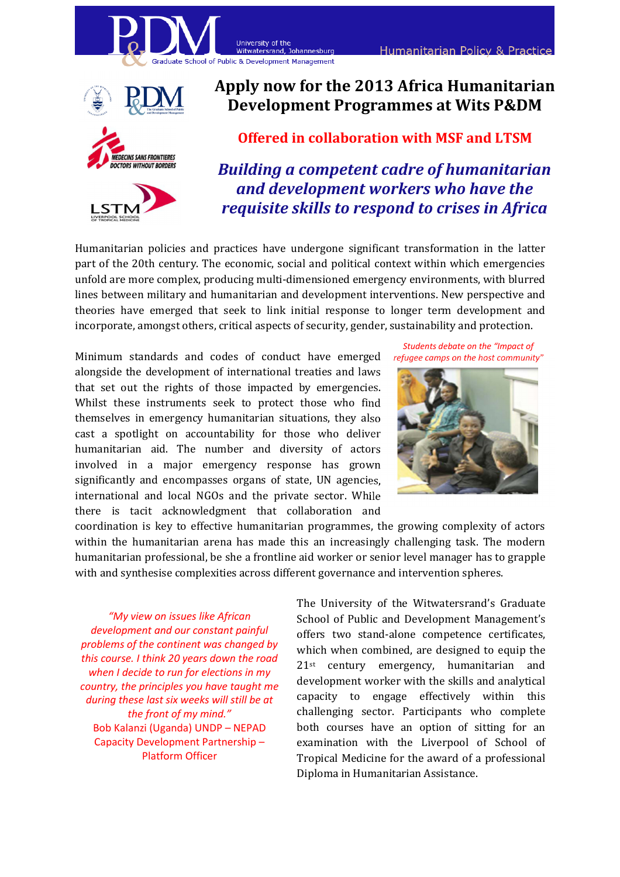# Apply now for the 2013 Africa Humanitarian Development Programmes at Wits P&DM

## Offered in collaboration with MSF and LTSM

### *Building a competent cadre of humanitarian and development workers who have the requisite skills to respond to crises in Africa*

Humanitarian policies and practices have undergone significant transformation in the latter part of the 20th century. The economic, social and political context within which emergencies unfold are more complex, producing multi-dimensioned emergency environments, with blurred lines between military and humanitarian and development interventions. New perspective and theories have emerged that seek to link initial response to longer term development and incorporate, amongst others, critical aspects of security, gender, sustainability and protection.

*Students debate on the "Impact of refugee camps on the host community"*

Minimum standards and codes of conduct have emerged alongside the development of international treaties and laws that set out the rights of those impacted by emergencies. Whilst these instruments seek to protect those who find themselves in emergency humanitarian situations, they also cast a spotlight on accountability for those who deliver humanitarian aid. The number and diversity of actors involved in a major emergency response has grown significantly and encompasses organs of state, UN agencies, international and local NGOs and the private sector. While there is tacit acknowledgment that collaboration and coordination is key to effective humanitarian programmes, the growing complexity of actors within the humanitarian arena has made this an increasingly challenging task. The modern humanitarian professional, be she a frontline aid worker or senior level manager has to grapple with and synthesise complexities across different governance and intervention spheres.

*"My view on issues like African development and our constant painful problems of the continent was changed by this course. I think 20 years down the road when I decide to run for elections in my country, the principles you have taught me during these last six weeks will still be at the front of my mind."*
Bob Kalanzi (Uganda) UNDP – NEPAD Capacity Development Partnership – Platform Officer

The University of the Witwatersrand's Graduate School of Public and Development Management's offers two stand-alone competence certificates, which when combined, are designed to equip the 21st century emergency, humanitarian and development worker with the skills and analytical capacity to engage effectively within this challenging sector. Participants who complete both courses have an option of sitting for an examination with the Liverpool of School of Tropical Medicine for the award of a professional Diploma in Humanitarian Assistance.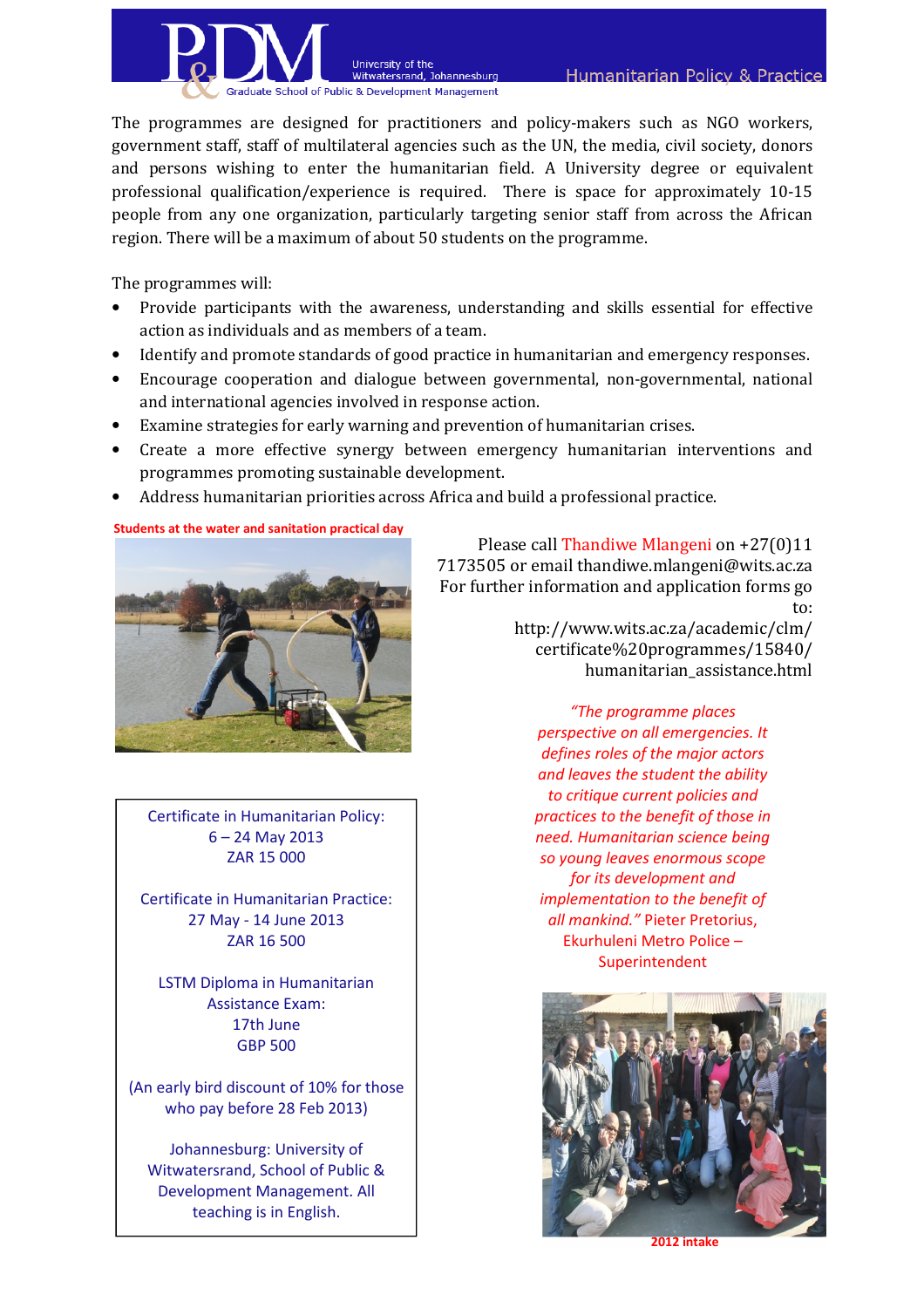The programmes are designed for practitioners and policy-makers such as NGO workers, government staff, staff of multilateral agencies such as the UN, the media, civil society, donors and persons wishing to enter the humanitarian field. A University degree or equivalent professional qualification/experience is required. There is space for approximately 10-15 people from any one organization, particularly targeting senior staff from across the African region. There will be a maximum of about 50 students on the programme.

The programmes will:

- Provide participants with the awareness, understanding and skills essential for effective action as individuals and as members of a team.
- Identify and promote standards of good practice in humanitarian and emergency responses.
- Encourage cooperation and dialogue between governmental, non-governmental, national and international agencies involved in response action.
- Examine strategies for early warning and prevention of humanitarian crises.
- Create a more effective synergy between emergency humanitarian interventions and programmes promoting sustainable development.
- Address humanitarian priorities across Africa and build a professional practice.

**Students at the water and sanitation practical day**

Please call Thandiwe Mlangeni on +27(0)11 7173505 or email thandiwe.mlangeni@wits.ac.za For further information and application forms go to: http://www.wits.ac.za/academic/clm/certificate%20programmes/15840/humanitarian_assistance.html

*"The programme places perspective on all emergencies. It defines roles of the major actors and leaves the student the ability to critique current policies and practices to the benefit of those in need. Humanitarian science being so young leaves enormous scope for its development and implementation to the benefit of all mankind."* Pieter Pretorius, Ekurhuleni Metro Police – Superintendent

Certificate in Humanitarian Policy:
6 – 24 May 2013
ZAR 15 000

Certificate in Humanitarian Practice:
27 May - 14 June 2013
ZAR 16 500

LSTM Diploma in Humanitarian Assistance Exam:
17th June
GBP 500

(An early bird discount of 10% for those who pay before 28 Feb 2013)

Johannesburg: University of Witwatersrand, School of Public & Development Management. All teaching is in English.

**2012 intake**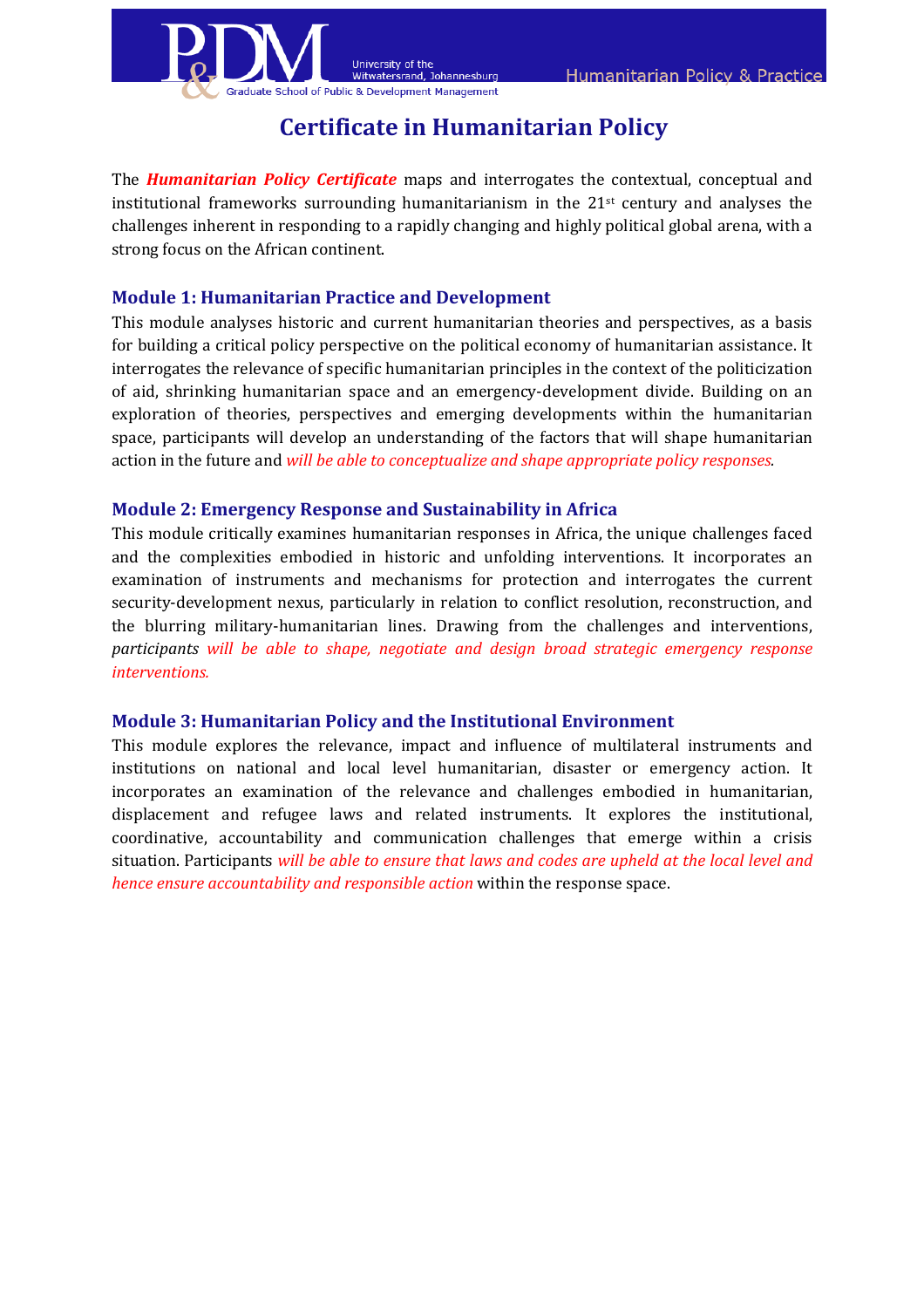# Certificate in Humanitarian Policy

The ***Humanitarian Policy Certificate*** maps and interrogates the contextual, conceptual and institutional frameworks surrounding humanitarianism in the 21st century and analyses the challenges inherent in responding to a rapidly changing and highly political global arena, with a strong focus on the African continent.

## Module 1: Humanitarian Practice and Development

This module analyses historic and current humanitarian theories and perspectives, as a basis for building a critical policy perspective on the political economy of humanitarian assistance. It interrogates the relevance of specific humanitarian principles in the context of the politicization of aid, shrinking humanitarian space and an emergency-development divide. Building on an exploration of theories, perspectives and emerging developments within the humanitarian space, participants will develop an understanding of the factors that will shape humanitarian action in the future and *will be able to conceptualize and shape appropriate policy responses*.

## Module 2: Emergency Response and Sustainability in Africa

This module critically examines humanitarian responses in Africa, the unique challenges faced and the complexities embodied in historic and unfolding interventions. It incorporates an examination of instruments and mechanisms for protection and interrogates the current security-development nexus, particularly in relation to conflict resolution, reconstruction, and the blurring military-humanitarian lines. Drawing from the challenges and interventions, *participants will be able to shape, negotiate and design broad strategic emergency response interventions.*

## Module 3: Humanitarian Policy and the Institutional Environment

This module explores the relevance, impact and influence of multilateral instruments and institutions on national and local level humanitarian, disaster or emergency action. It incorporates an examination of the relevance and challenges embodied in humanitarian, displacement and refugee laws and related instruments. It explores the institutional, coordinative, accountability and communication challenges that emerge within a crisis situation. Participants *will be able to ensure that laws and codes are upheld at the local level and hence ensure accountability and responsible action* within the response space.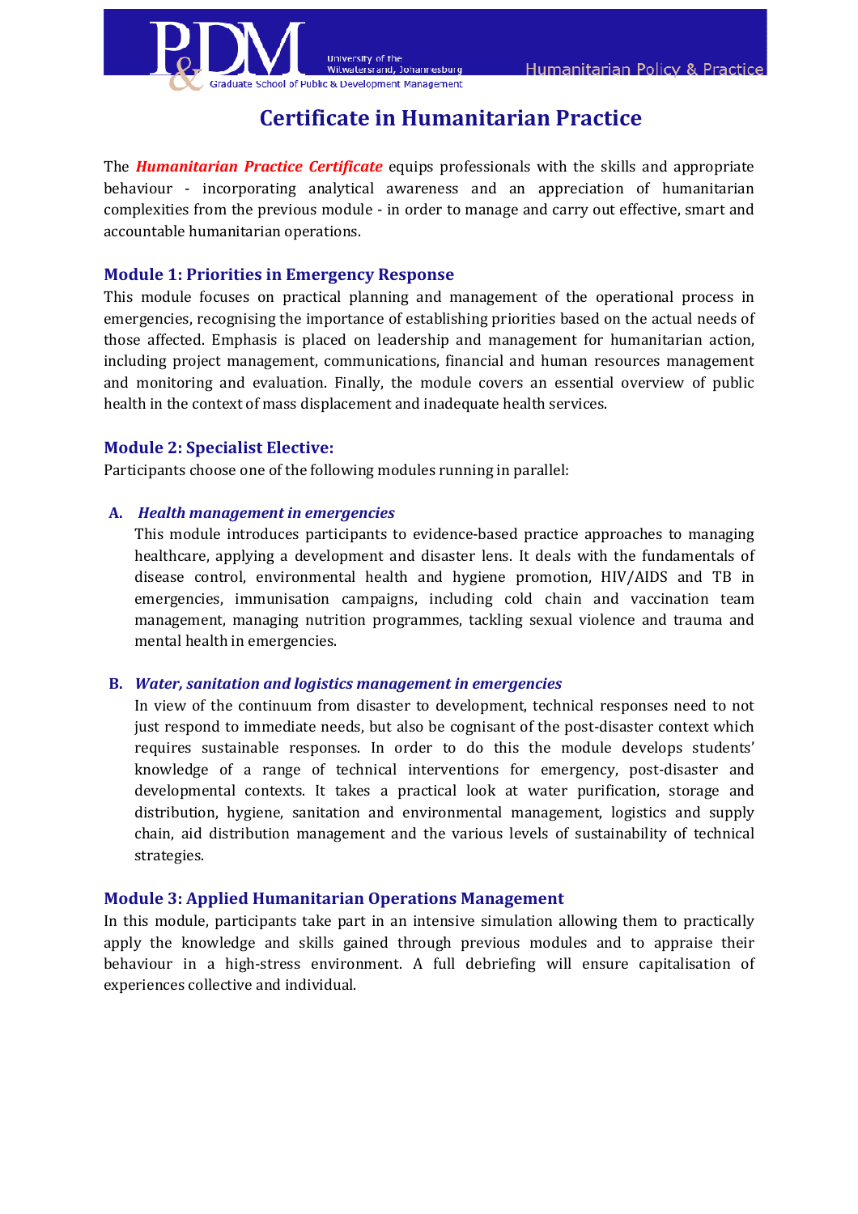# Certificate in Humanitarian Practice

The ***Humanitarian Practice Certificate*** equips professionals with the skills and appropriate behaviour - incorporating analytical awareness and an appreciation of humanitarian complexities from the previous module - in order to manage and carry out effective, smart and accountable humanitarian operations.

## Module 1: Priorities in Emergency Response

This module focuses on practical planning and management of the operational process in emergencies, recognising the importance of establishing priorities based on the actual needs of those affected. Emphasis is placed on leadership and management for humanitarian action, including project management, communications, financial and human resources management and monitoring and evaluation. Finally, the module covers an essential overview of public health in the context of mass displacement and inadequate health services.

## Module 2: Specialist Elective:

Participants choose one of the following modules running in parallel:

**A. *Health management in emergencies***

This module introduces participants to evidence-based practice approaches to managing healthcare, applying a development and disaster lens. It deals with the fundamentals of disease control, environmental health and hygiene promotion, HIV/AIDS and TB in emergencies, immunisation campaigns, including cold chain and vaccination team management, managing nutrition programmes, tackling sexual violence and trauma and mental health in emergencies.

**B. *Water, sanitation and logistics management in emergencies***

In view of the continuum from disaster to development, technical responses need to not just respond to immediate needs, but also be cognisant of the post-disaster context which requires sustainable responses. In order to do this the module develops students' knowledge of a range of technical interventions for emergency, post-disaster and developmental contexts. It takes a practical look at water purification, storage and distribution, hygiene, sanitation and environmental management, logistics and supply chain, aid distribution management and the various levels of sustainability of technical strategies.

## Module 3: Applied Humanitarian Operations Management

In this module, participants take part in an intensive simulation allowing them to practically apply the knowledge and skills gained through previous modules and to appraise their behaviour in a high-stress environment. A full debriefing will ensure capitalisation of experiences collective and individual.